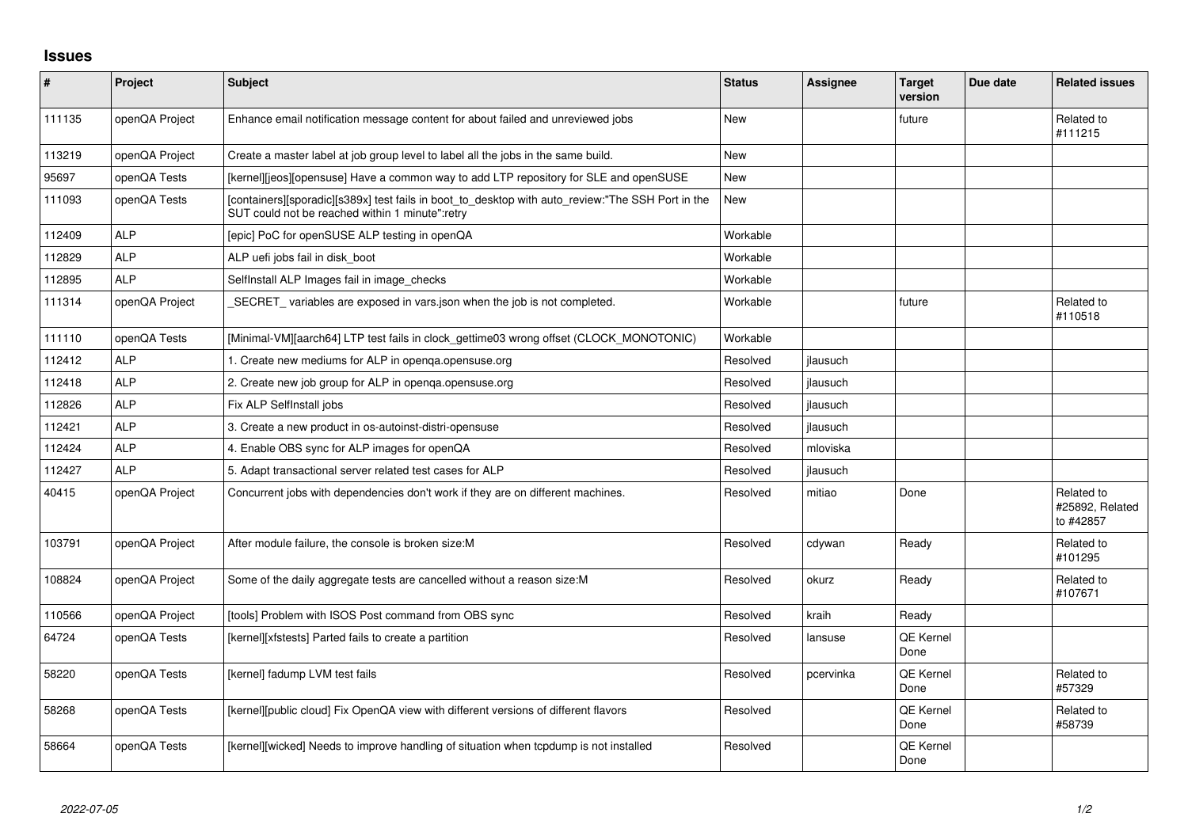## Issues

| # | Project | Subject | Status | Assignee | Target version | Due date | Related issues |
|---|---|---|---|---|---|---|---|
| 111135 | openQA Project | Enhance email notification message content for about failed and unreviewed jobs | New | | future | | Related to #111215 |
| 113219 | openQA Project | Create a master label at job group level to label all the jobs in the same build. | New | | | | |
| 95697 | openQA Tests | [kernel][jeos][opensuse] Have a common way to add LTP repository for SLE and openSUSE | New | | | | |
| 111093 | openQA Tests | [containers][sporadic][s389x] test fails in boot_to_desktop with auto_review:"The SSH Port in the SUT could not be reached within 1 minute":retry | New | | | | |
| 112409 | ALP | [epic] PoC for openSUSE ALP testing in openQA | Workable | | | | |
| 112829 | ALP | ALP uefi jobs fail in disk_boot | Workable | | | | |
| 112895 | ALP | SelfInstall ALP Images fail in image_checks | Workable | | | | |
| 111314 | openQA Project | _SECRET_ variables are exposed in vars.json when the job is not completed. | Workable | | future | | Related to #110518 |
| 111110 | openQA Tests | [Minimal-VM][aarch64] LTP test fails in clock_gettime03 wrong offset (CLOCK_MONOTONIC) | Workable | | | | |
| 112412 | ALP | 1. Create new mediums for ALP in openqa.opensuse.org | Resolved | jlausuch | | | |
| 112418 | ALP | 2. Create new job group for ALP in openqa.opensuse.org | Resolved | jlausuch | | | |
| 112826 | ALP | Fix ALP SelfInstall jobs | Resolved | jlausuch | | | |
| 112421 | ALP | 3. Create a new product in os-autoinst-distri-opensuse | Resolved | jlausuch | | | |
| 112424 | ALP | 4. Enable OBS sync for ALP images for openQA | Resolved | mloviska | | | |
| 112427 | ALP | 5. Adapt transactional server related test cases for ALP | Resolved | jlausuch | | | |
| 40415 | openQA Project | Concurrent jobs with dependencies don't work if they are on different machines. | Resolved | mitiao | Done | | Related to #25892, Related to #42857 |
| 103791 | openQA Project | After module failure, the console is broken size:M | Resolved | cdywan | Ready | | Related to #101295 |
| 108824 | openQA Project | Some of the daily aggregate tests are cancelled without a reason size:M | Resolved | okurz | Ready | | Related to #107671 |
| 110566 | openQA Project | [tools] Problem with ISOS Post command from OBS sync | Resolved | kraih | Ready | | |
| 64724 | openQA Tests | [kernel][xfstests] Parted fails to create a partition | Resolved | lansuse | QE Kernel Done | | |
| 58220 | openQA Tests | [kernel] fadump LVM test fails | Resolved | pcervinka | QE Kernel Done | | Related to #57329 |
| 58268 | openQA Tests | [kernel][public cloud] Fix OpenQA view with different versions of different flavors | Resolved | | QE Kernel Done | | Related to #58739 |
| 58664 | openQA Tests | [kernel][wicked] Needs to improve handling of situation when tcpdump is not installed | Resolved | | QE Kernel Done | | |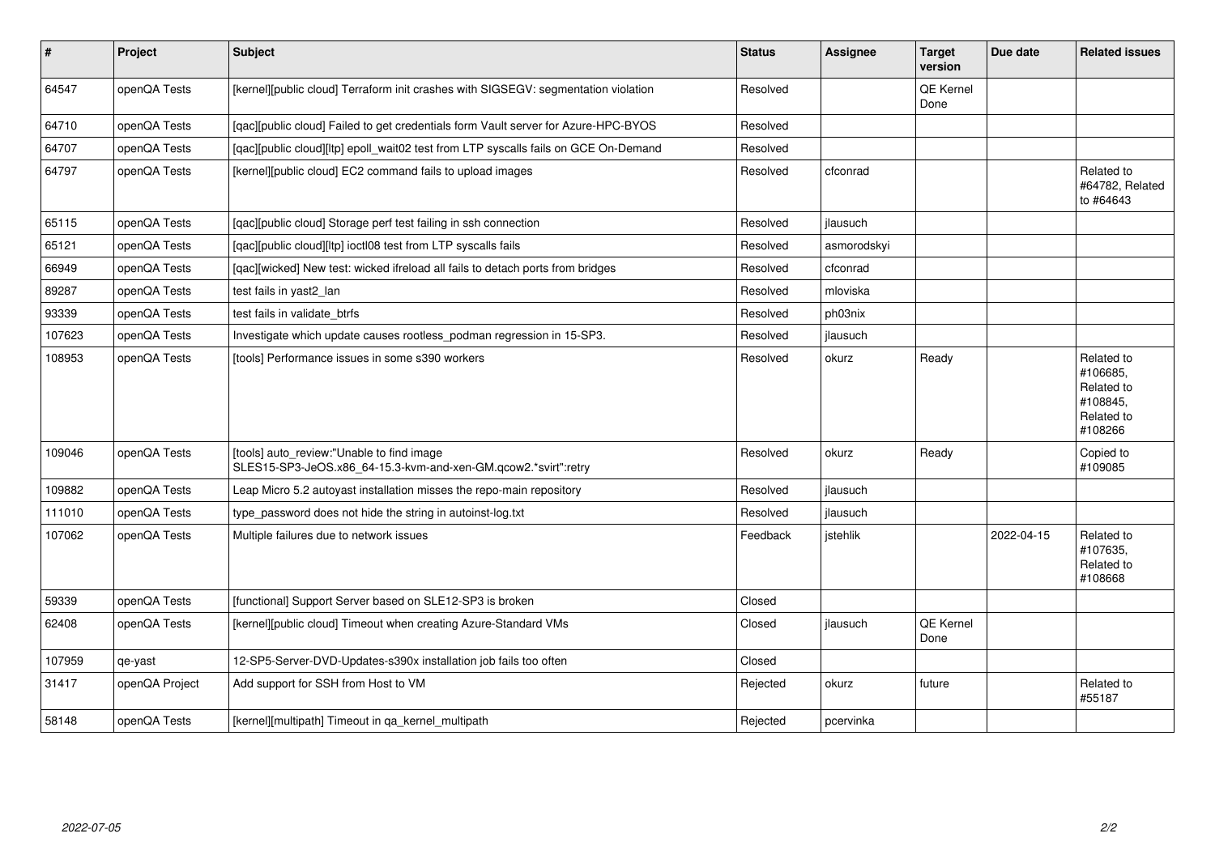| # | Project | Subject | Status | Assignee | Target version | Due date | Related issues |
|---|---|---|---|---|---|---|---|
| 64547 | openQA Tests | [kernel][public cloud] Terraform init crashes with SIGSEGV: segmentation violation | Resolved | | QE Kernel Done | | |
| 64710 | openQA Tests | [qac][public cloud] Failed to get credentials form Vault server for Azure-HPC-BYOS | Resolved | | | | |
| 64707 | openQA Tests | [qac][public cloud][ltp] epoll_wait02 test from LTP syscalls fails on GCE On-Demand | Resolved | | | | |
| 64797 | openQA Tests | [kernel][public cloud] EC2 command fails to upload images | Resolved | cfconrad | | | Related to #64782, Related to #64643 |
| 65115 | openQA Tests | [qac][public cloud] Storage perf test failing in ssh connection | Resolved | jlausuch | | | |
| 65121 | openQA Tests | [qac][public cloud][ltp] ioctl08 test from LTP syscalls fails | Resolved | asmorodskyi | | | |
| 66949 | openQA Tests | [qac][wicked] New test: wicked ifreload all fails to detach ports from bridges | Resolved | cfconrad | | | |
| 89287 | openQA Tests | test fails in yast2_lan | Resolved | mloviska | | | |
| 93339 | openQA Tests | test fails in validate_btrfs | Resolved | ph03nix | | | |
| 107623 | openQA Tests | Investigate which update causes rootless_podman regression in 15-SP3. | Resolved | jlausuch | | | |
| 108953 | openQA Tests | [tools] Performance issues in some s390 workers | Resolved | okurz | Ready | | Related to #106685, Related to #108845, Related to #108266 |
| 109046 | openQA Tests | [tools] auto_review:"Unable to find image SLES15-SP3-JeOS.x86_64-15.3-kvm-and-xen-GM.qcow2.*svirt":retry | Resolved | okurz | Ready | | Copied to #109085 |
| 109882 | openQA Tests | Leap Micro 5.2 autoyast installation misses the repo-main repository | Resolved | jlausuch | | | |
| 111010 | openQA Tests | type_password does not hide the string in autoinst-log.txt | Resolved | jlausuch | | | |
| 107062 | openQA Tests | Multiple failures due to network issues | Feedback | jstehlik | | 2022-04-15 | Related to #107635, Related to #108668 |
| 59339 | openQA Tests | [functional] Support Server based on SLE12-SP3 is broken | Closed | | | | |
| 62408 | openQA Tests | [kernel][public cloud] Timeout when creating Azure-Standard VMs | Closed | jlausuch | QE Kernel Done | | |
| 107959 | qe-yast | 12-SP5-Server-DVD-Updates-s390x installation job fails too often | Closed | | | | |
| 31417 | openQA Project | Add support for SSH from Host to VM | Rejected | okurz | future | | Related to #55187 |
| 58148 | openQA Tests | [kernel][multipath] Timeout in qa_kernel_multipath | Rejected | pcervinka | | | |